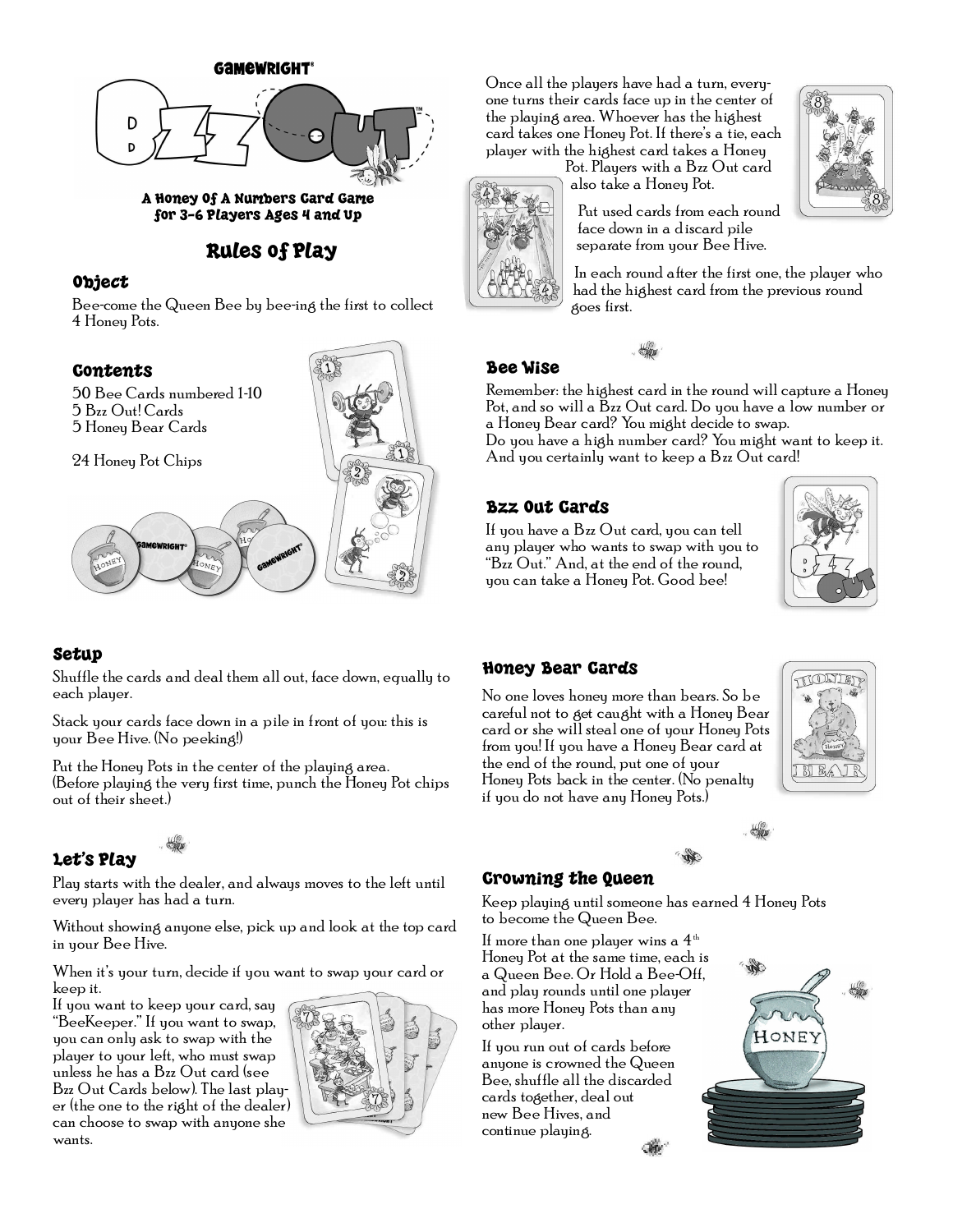GAMEWRIGHT®

# Bzz Out™

**A Honey Of A Numbers Card Game for 3–6 Players Ages 4 and Up**

## Rules of Play

### Object

Bee-come the Queen Bee by bee-ing the first to collect 4 Honey Pots.

### Contents

50 Bee Cards numbered 1-10
5 Bzz Out! Cards
5 Honey Bear Cards

24 Honey Pot Chips

### Setup

Shuffle the cards and deal them all out, face down, equally to each player.

Stack your cards face down in a pile in front of you: this is your Bee Hive. (No peeking!)

Put the Honey Pots in the center of the playing area. (Before playing the very first time, punch the Honey Pot chips out of their sheet.)

### Let's Play

Play starts with the dealer, and always moves to the left until every player has had a turn.

Without showing anyone else, pick up and look at the top card in your Bee Hive.

When it's your turn, decide if you want to swap your card or keep it.

If you want to keep your card, say "BeeKeeper." If you want to swap, you can only ask to swap with the player to your left, who must swap unless he has a Bzz Out card (see Bzz Out Cards below). The last player (the one to the right of the dealer) can choose to swap with anyone she wants.

Once all the players have had a turn, everyone turns their cards face up in the center of the playing area. Whoever has the highest card takes one Honey Pot. If there's a tie, each player with the highest card takes a Honey Pot. Players with a Bzz Out card also take a Honey Pot.

Put used cards from each round face down in a discard pile separate from your Bee Hive.

In each round after the first one, the player who had the highest card from the previous round goes first.

### Bee Wise

Remember: the highest card in the round will capture a Honey Pot, and so will a Bzz Out card. Do you have a low number or a Honey Bear card? You might decide to swap.
Do you have a high number card? You might want to keep it. And you certainly want to keep a Bzz Out card!

### Bzz Out Cards

If you have a Bzz Out card, you can tell any player who wants to swap with you to "Bzz Out." And, at the end of the round, you can take a Honey Pot. Good bee!

### Honey Bear Cards

No one loves honey more than bears. So be careful not to get caught with a Honey Bear card or she will steal one of your Honey Pots from you! If you have a Honey Bear card at the end of the round, put one of your Honey Pots back in the center. (No penalty if you do not have any Honey Pots.)

### Crowning the Queen

Keep playing until someone has earned 4 Honey Pots to become the Queen Bee.

If more than one player wins a 4th Honey Pot at the same time, each is a Queen Bee. Or Hold a Bee-Off, and play rounds until one player has more Honey Pots than any other player.

If you run out of cards before anyone is crowned the Queen Bee, shuffle all the discarded cards together, deal out new Bee Hives, and continue playing.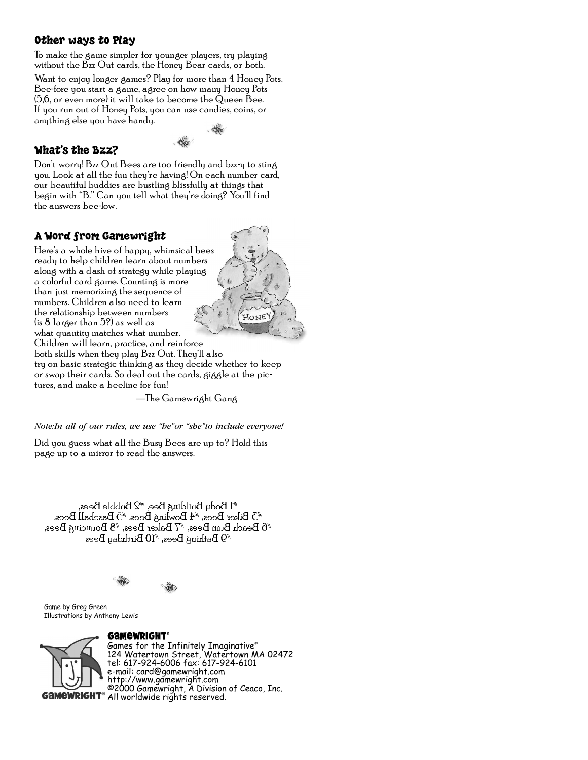## Other ways to Play

To make the game simpler for younger players, try playing without the Bzz Out cards, the Honey Bear cards, or both.

Want to enjoy longer games? Play for more than 4 Honey Pots. Bee-fore you start a game, agree on how many Honey Pots (5,6, or even more) it will take to become the Queen Bee. If you run out of Honey Pots, you can use candies, coins, or anything else you have handy.

## What's the Bzz?

Don't worry! Bzz Out Bees are too friendly and bzz-y to sting you. Look at all the fun they're having! On each number card, our beautiful buddies are bustling blissfully at things that begin with "B." Can you tell what they're doing? You'll find the answers bee-low.

## A Word from Gamewright

Here's a whole hive of happy, whimsical bees ready to help children learn about numbers along with a dash of strategy while playing a colorful card game. Counting is more than just memorizing the sequence of numbers. Children also need to learn the relationship between numbers (is 8 larger than 5?) as well as what quantity matches what number. Children will learn, practice, and reinforce both skills when they play Bzz Out. They'll also try on basic strategic thinking as they decide whether to keep or swap their cards. So deal out the cards, giggle at the pictures, and make a beeline for fun!

—The Gamewright Gang

*Note:In all of our rules, we use "he"or "she"to include everyone!*

Did you guess what all the Busy Bees are up to? Hold this page up to a mirror to read the answers.

#1 Body Building Bee, #2 Bubble Bees,
#3 Biker Bees, #4 Bowling Bees, #5 Baseball Bees,
#6 Beach Bum Bees, #7 Baker Bees, #8 Bouncing Bees,
#9 Bathing Bees, #10 Birthday Bees

Game by Greg Green
Illustrations by Anthony Lewis

**GAMEWRIGHT®**
Games for the Infinitely Imaginative®
124 Watertown Street, Watertown MA 02472
tel: 617-924-6006 fax: 617-924-6101
e-mail: card@gamewright.com
http://www.gamewright.com
©2000 Gamewright, A Division of Ceaco, Inc.
All worldwide rights reserved.